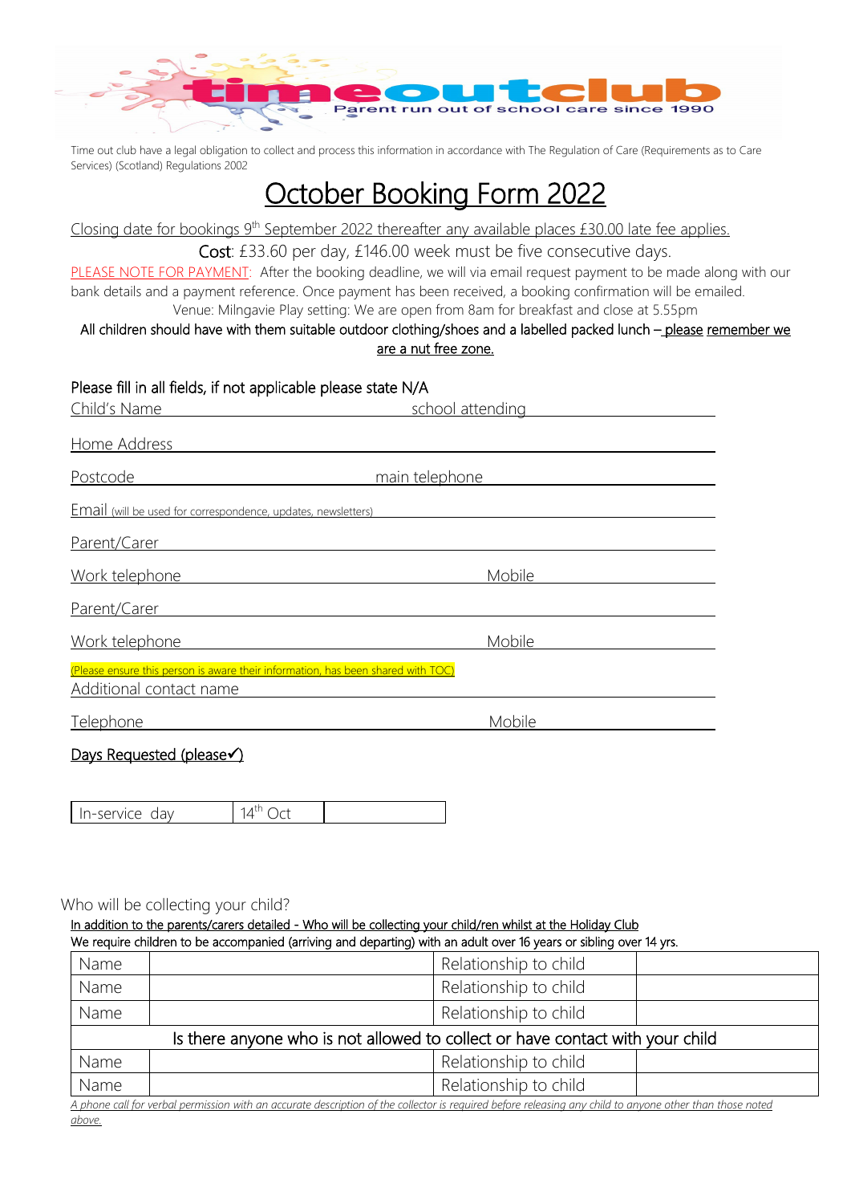timeoutclub

Parent run out of school care since 1990

Time out club have a legal obligation to collect and process this information in accordance with The Regulation of Care (Requirements as to Care Services) (Scotland) Regulations 2002

# October Booking Form 2022

Closing date for bookings 9th September 2022 thereafter any available places £30.00 late fee applies.

Cost: £33.60 per day, £146.00 week must be five consecutive days.

PLEASE NOTE FOR PAYMENT: After the booking deadline, we will via email request payment to be made along with our bank details and a payment reference. Once payment has been received, a booking confirmation will be emailed.

Venue: Milngavie Play setting: We are open from 8am for breakfast and close at 5.55pm

All children should have with them suitable outdoor clothing/shoes and a labelled packed lunch – please remember we are a nut free zone.

Please fill in all fields, if not applicable please state N/A

Child's Name ______________________ school attending ______________________

Home Address ______________________

Postcode ______________________ main telephone ______________________

Email (will be used for correspondence, updates, newsletters) ______________________

Parent/Carer ______________________

Work telephone ______________________ Mobile ______________________

Parent/Carer ______________________

Work telephone ______________________ Mobile ______________________

(Please ensure this person is aware their information, has been shared with TOC)

Additional contact name ______________________

Telephone ______________________ Mobile ______________________

Days Requested (please✓)

| | | |
|---|---|---|
| In-service day | 14th Oct | |

Who will be collecting your child?

In addition to the parents/carers detailed - Who will be collecting your child/ren whilst at the Holiday Club

We require children to be accompanied (arriving and departing) with an adult over 16 years or sibling over 14 yrs.

| | | | |
|---|---|---|---|
| Name | | Relationship to child | |
| Name | | Relationship to child | |
| Name | | Relationship to child | |
| Is there anyone who is not allowed to collect or have contact with your child | | | |
| Name | | Relationship to child | |
| Name | | Relationship to child | |

*A phone call for verbal permission with an accurate description of the collector is required before releasing any child to anyone other than those noted above.*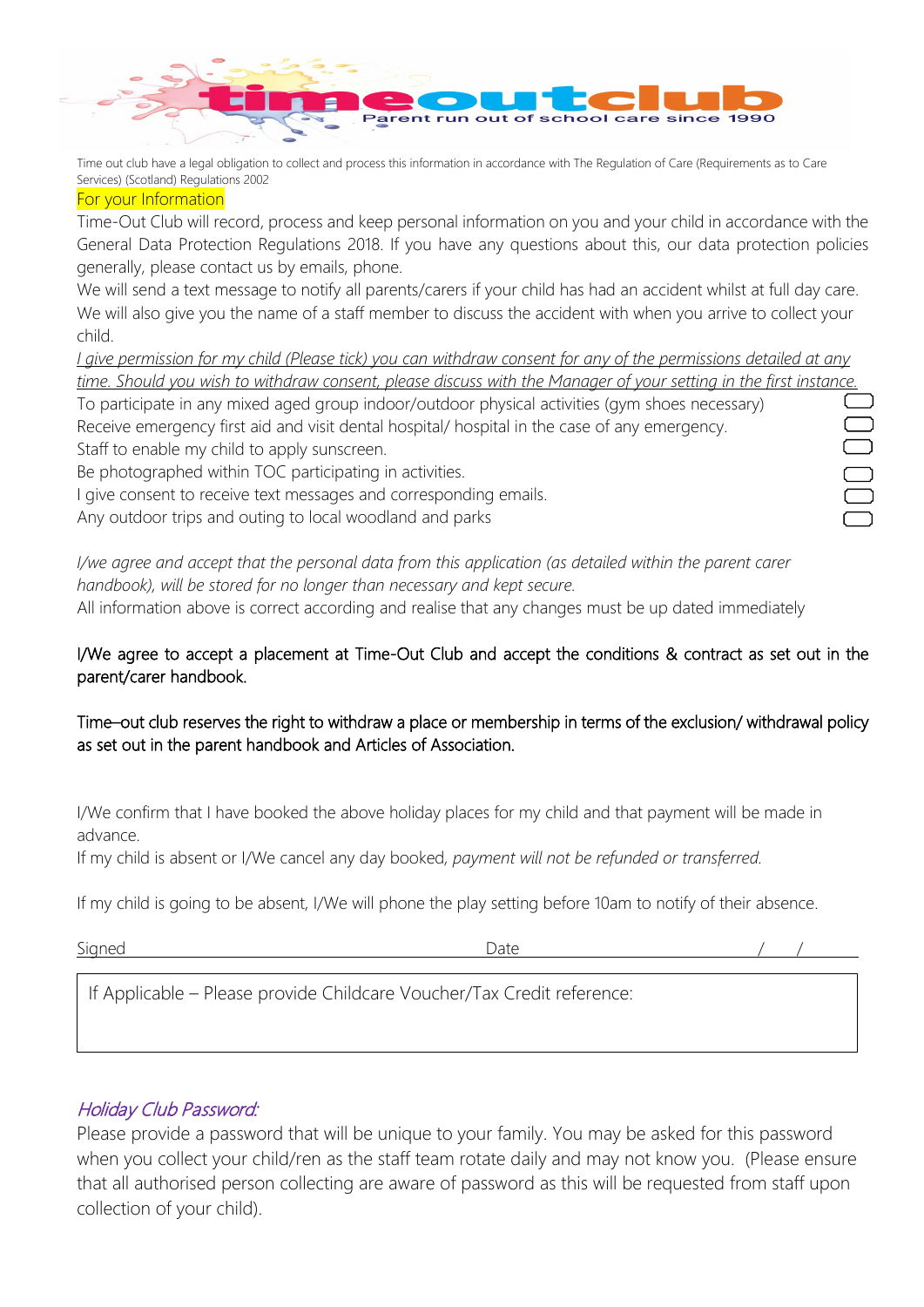timeoutclub
Parent run out of school care since 1990

Time out club have a legal obligation to collect and process this information in accordance with The Regulation of Care (Requirements as to Care Services) (Scotland) Regulations 2002

For your Information

Time-Out Club will record, process and keep personal information on you and your child in accordance with the General Data Protection Regulations 2018. If you have any questions about this, our data protection policies generally, please contact us by emails, phone.

We will send a text message to notify all parents/carers if your child has had an accident whilst at full day care. We will also give you the name of a staff member to discuss the accident with when you arrive to collect your child.

*I give permission for my child (Please tick) you can withdraw consent for any of the permissions detailed at any time. Should you wish to withdraw consent, please discuss with the Manager of your setting in the first instance.*

- To participate in any mixed aged group indoor/outdoor physical activities (gym shoes necessary) ☐
- Receive emergency first aid and visit dental hospital/ hospital in the case of any emergency. ☐
- Staff to enable my child to apply sunscreen. ☐
- Be photographed within TOC participating in activities. ☐
- I give consent to receive text messages and corresponding emails. ☐
- Any outdoor trips and outing to local woodland and parks ☐

*I/we agree and accept that the personal data from this application (as detailed within the parent carer handbook), will be stored for no longer than necessary and kept secure.*

All information above is correct according and realise that any changes must be up dated immediately

I/We agree to accept a placement at Time-Out Club and accept the conditions & contract as set out in the parent/carer handbook.

Time–out club reserves the right to withdraw a place or membership in terms of the exclusion/ withdrawal policy as set out in the parent handbook and Articles of Association.

I/We confirm that I have booked the above holiday places for my child and that payment will be made in advance.

If my child is absent or I/We cancel any day booked, *payment will not be refunded or transferred.*

If my child is going to be absent, I/We will phone the play setting before 10am to notify of their absence.

Signed ______________________ Date ______ / ______ / ______

| If Applicable – Please provide Childcare Voucher/Tax Credit reference: |
|---|
| |

*Holiday Club Password:*

Please provide a password that will be unique to your family. You may be asked for this password when you collect your child/ren as the staff team rotate daily and may not know you. (Please ensure that all authorised person collecting are aware of password as this will be requested from staff upon collection of your child).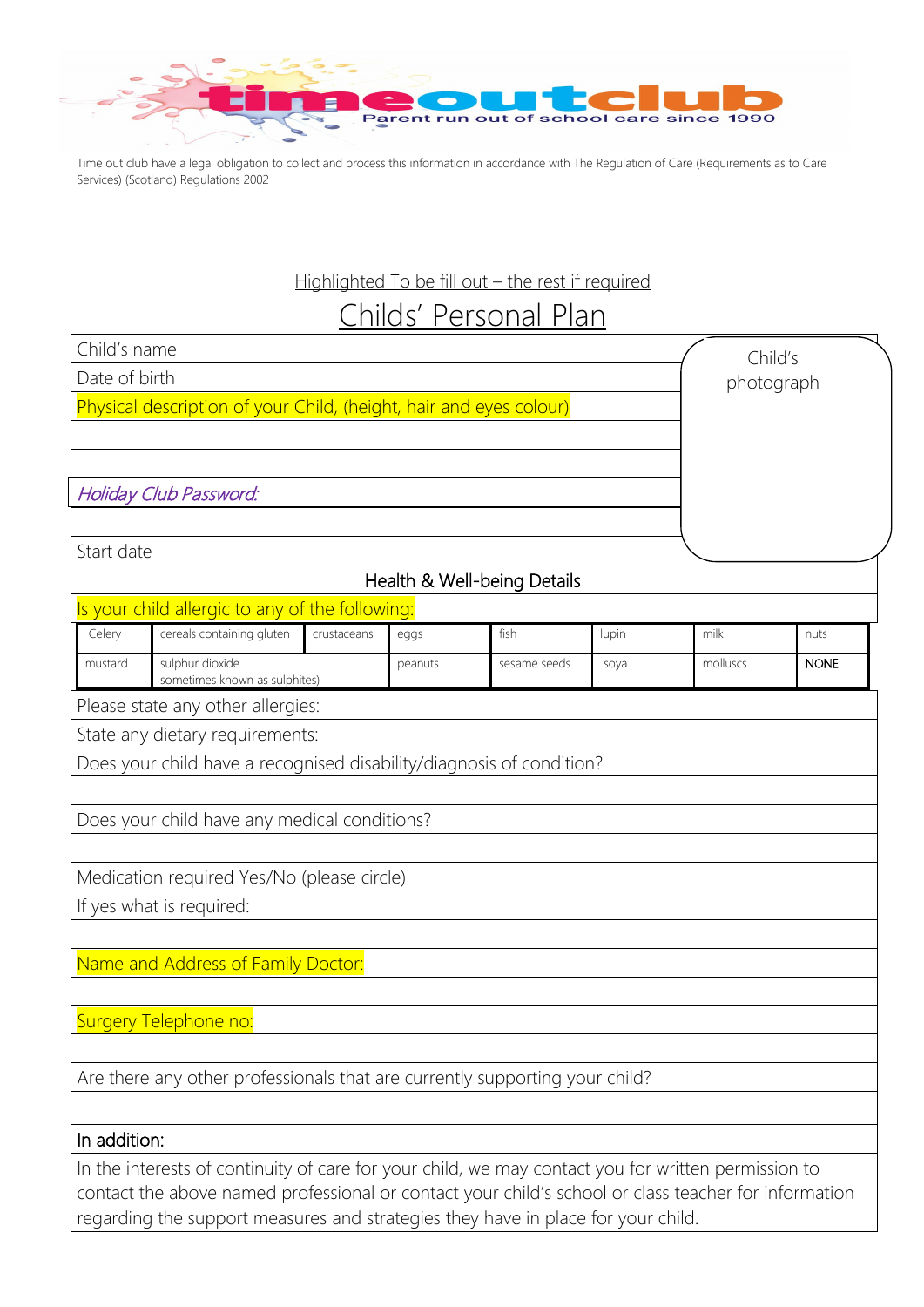timeoutclub
Parent run out of school care since 1990

Time out club have a legal obligation to collect and process this information in accordance with The Regulation of Care (Requirements as to Care Services) (Scotland) Regulations 2002

Highlighted To be fill out – the rest if required

# Childs' Personal Plan

| | |
|---|---|
| Child's name | Child's photograph |
| Date of birth | |
| Physical description of your Child, (height, hair and eyes colour) | |
| | |
| | |
| *Holiday Club Password:* | |
| | |
| Start date | |

## Health & Well-being Details

Is your child allergic to any of the following:

| | | | | | | | |
|---|---|---|---|---|---|---|---|
| Celery | cereals containing gluten | crustaceans | eggs | fish | lupin | milk | nuts |
| mustard | sulphur dioxide sometimes known as sulphites) | | peanuts | sesame seeds | soya | molluscs | NONE |

Please state any other allergies:

State any dietary requirements:

Does your child have a recognised disability/diagnosis of condition?

Does your child have any medical conditions?

Medication required Yes/No (please circle)

If yes what is required:

Name and Address of Family Doctor:

Surgery Telephone no:

Are there any other professionals that are currently supporting your child?

In addition:

In the interests of continuity of care for your child, we may contact you for written permission to contact the above named professional or contact your child's school or class teacher for information regarding the support measures and strategies they have in place for your child.